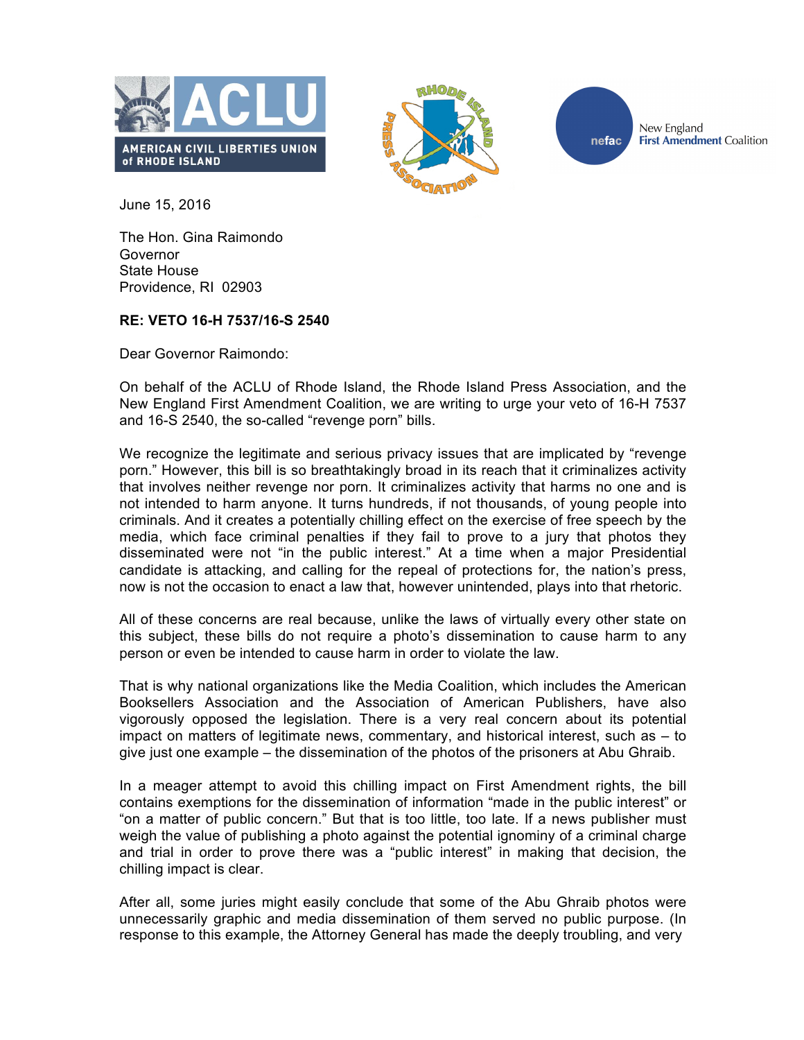June 15, 2016

The Hon. Gina Raimondo
Governor
State House
Providence, RI 02903

**RE: VETO 16-H 7537/16-S 2540**

Dear Governor Raimondo:

On behalf of the ACLU of Rhode Island, the Rhode Island Press Association, and the New England First Amendment Coalition, we are writing to urge your veto of 16-H 7537 and 16-S 2540, the so-called "revenge porn" bills.

We recognize the legitimate and serious privacy issues that are implicated by "revenge porn." However, this bill is so breathtakingly broad in its reach that it criminalizes activity that involves neither revenge nor porn. It criminalizes activity that harms no one and is not intended to harm anyone. It turns hundreds, if not thousands, of young people into criminals. And it creates a potentially chilling effect on the exercise of free speech by the media, which face criminal penalties if they fail to prove to a jury that photos they disseminated were not "in the public interest." At a time when a major Presidential candidate is attacking, and calling for the repeal of protections for, the nation's press, now is not the occasion to enact a law that, however unintended, plays into that rhetoric.

All of these concerns are real because, unlike the laws of virtually every other state on this subject, these bills do not require a photo's dissemination to cause harm to any person or even be intended to cause harm in order to violate the law.

That is why national organizations like the Media Coalition, which includes the American Booksellers Association and the Association of American Publishers, have also vigorously opposed the legislation. There is a very real concern about its potential impact on matters of legitimate news, commentary, and historical interest, such as – to give just one example – the dissemination of the photos of the prisoners at Abu Ghraib.

In a meager attempt to avoid this chilling impact on First Amendment rights, the bill contains exemptions for the dissemination of information "made in the public interest" or "on a matter of public concern." But that is too little, too late. If a news publisher must weigh the value of publishing a photo against the potential ignominy of a criminal charge and trial in order to prove there was a "public interest" in making that decision, the chilling impact is clear.

After all, some juries might easily conclude that some of the Abu Ghraib photos were unnecessarily graphic and media dissemination of them served no public purpose. (In response to this example, the Attorney General has made the deeply troubling, and very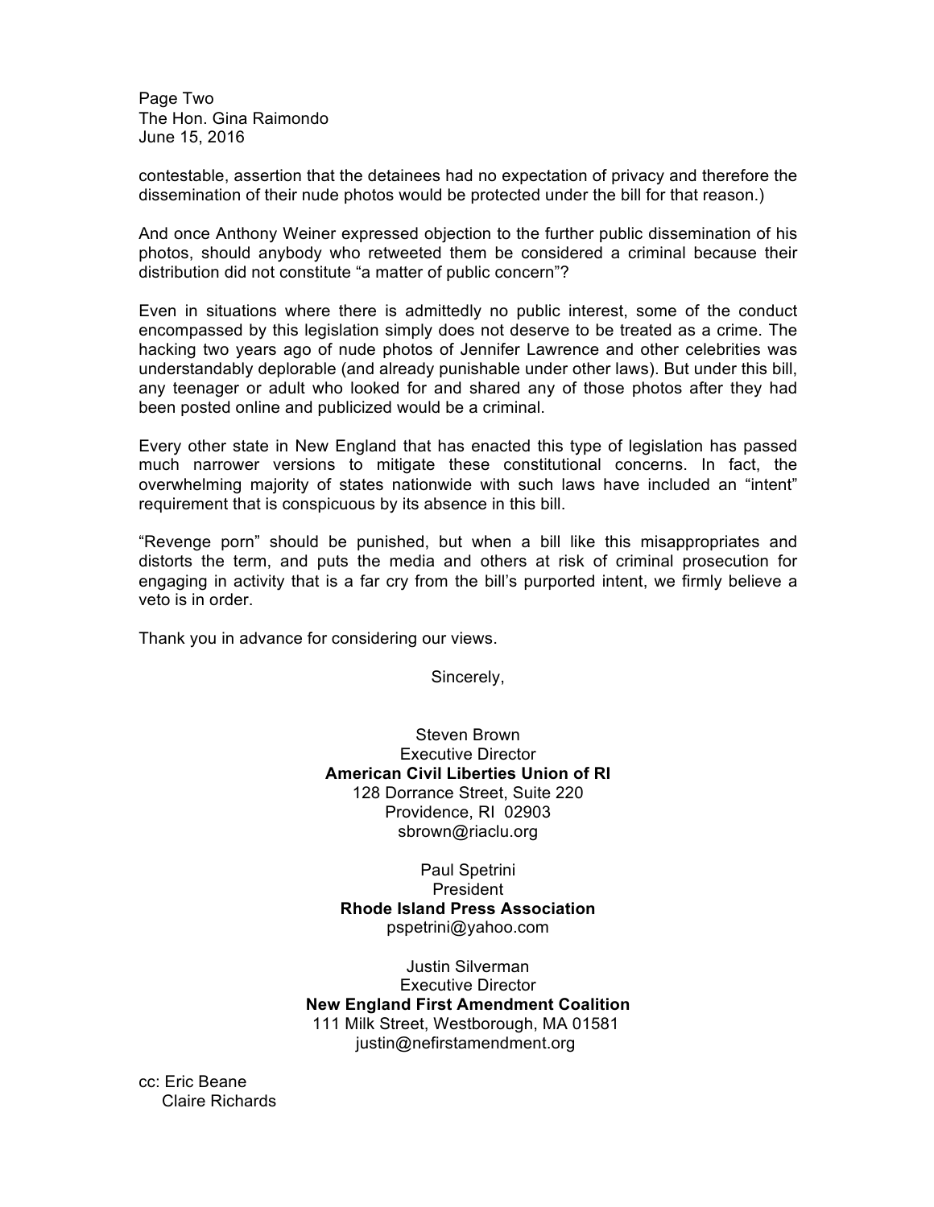contestable, assertion that the detainees had no expectation of privacy and therefore the dissemination of their nude photos would be protected under the bill for that reason.)

And once Anthony Weiner expressed objection to the further public dissemination of his photos, should anybody who retweeted them be considered a criminal because their distribution did not constitute "a matter of public concern"?

Even in situations where there is admittedly no public interest, some of the conduct encompassed by this legislation simply does not deserve to be treated as a crime. The hacking two years ago of nude photos of Jennifer Lawrence and other celebrities was understandably deplorable (and already punishable under other laws). But under this bill, any teenager or adult who looked for and shared any of those photos after they had been posted online and publicized would be a criminal.

Every other state in New England that has enacted this type of legislation has passed much narrower versions to mitigate these constitutional concerns. In fact, the overwhelming majority of states nationwide with such laws have included an "intent" requirement that is conspicuous by its absence in this bill.

"Revenge porn" should be punished, but when a bill like this misappropriates and distorts the term, and puts the media and others at risk of criminal prosecution for engaging in activity that is a far cry from the bill's purported intent, we firmly believe a veto is in order.

Thank you in advance for considering our views.

Sincerely,

Steven Brown
Executive Director
**American Civil Liberties Union of RI**
128 Dorrance Street, Suite 220
Providence, RI 02903
sbrown@riaclu.org

Paul Spetrini
President
**Rhode Island Press Association**
pspetrini@yahoo.com

Justin Silverman
Executive Director
**New England First Amendment Coalition**
111 Milk Street, Westborough, MA 01581
justin@nefirstamendment.org

cc: Eric Beane
Claire Richards